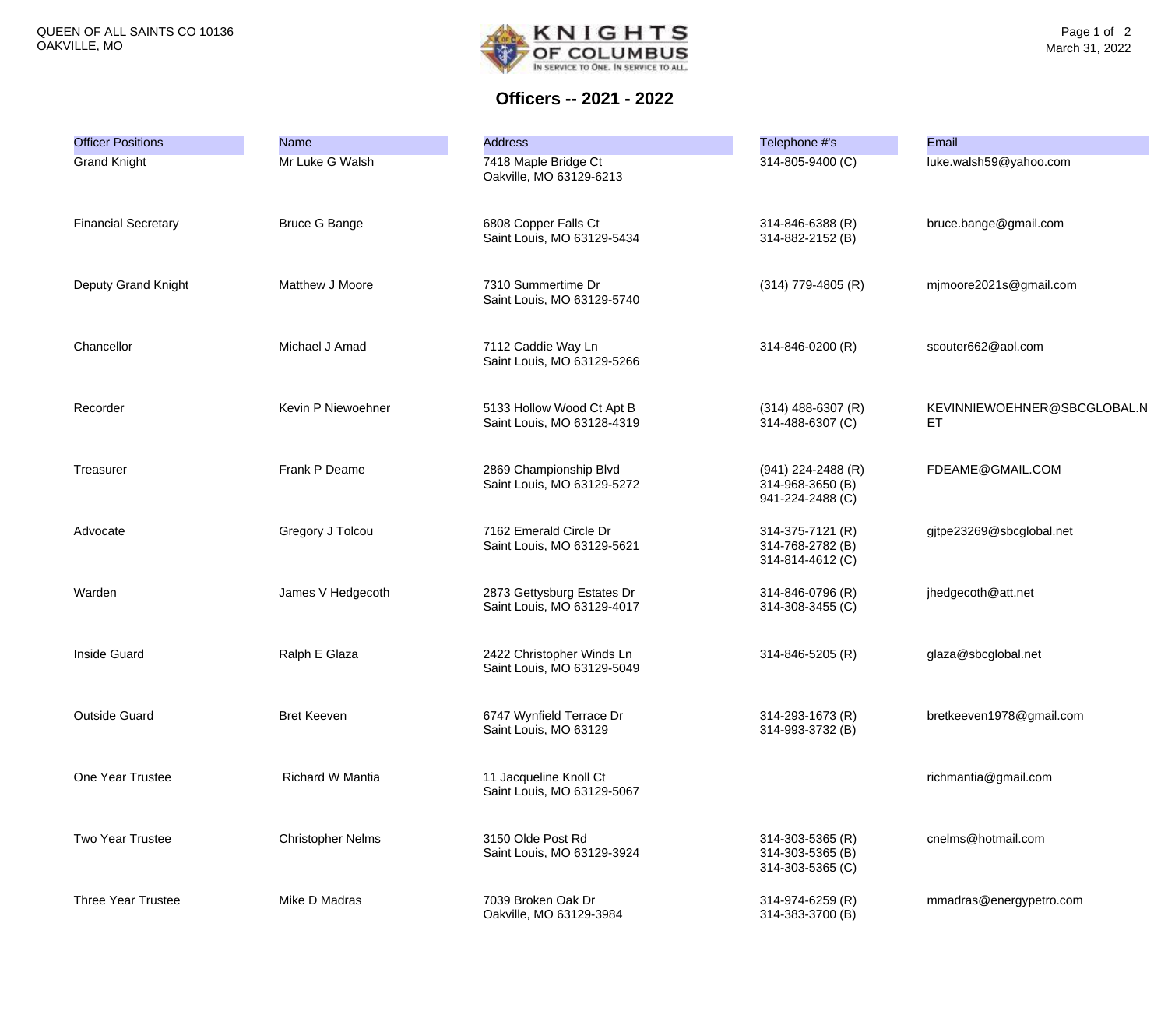QUEEN OF ALL SAINTS CO 10136
OAKVILLE, MO

March 31, 2022

# Officers -- 2021 - 2022

| Officer Positions | Name | Address | Telephone #'s | Email |
|---|---|---|---|---|
| Grand Knight | Mr Luke G Walsh | 7418 Maple Bridge Ct<br>Oakville, MO 63129-6213 | 314-805-9400 (C) | luke.walsh59@yahoo.com |
| Financial Secretary | Bruce G Bange | 6808 Copper Falls Ct<br>Saint Louis, MO 63129-5434 | 314-846-6388 (R)<br>314-882-2152 (B) | bruce.bange@gmail.com |
| Deputy Grand Knight | Matthew J Moore | 7310 Summertime Dr<br>Saint Louis, MO 63129-5740 | (314) 779-4805 (R) | mjmoore2021s@gmail.com |
| Chancellor | Michael J Amad | 7112 Caddie Way Ln<br>Saint Louis, MO 63129-5266 | 314-846-0200 (R) | scouter662@aol.com |
| Recorder | Kevin P Niewoehner | 5133 Hollow Wood Ct Apt B<br>Saint Louis, MO 63128-4319 | (314) 488-6307 (R)<br>314-488-6307 (C) | KEVINNIEWOEHNER@SBCGLOBAL.NET |
| Treasurer | Frank P Deame | 2869 Championship Blvd<br>Saint Louis, MO 63129-5272 | (941) 224-2488 (R)<br>314-968-3650 (B)<br>941-224-2488 (C) | FDEAME@GMAIL.COM |
| Advocate | Gregory J Tolcou | 7162 Emerald Circle Dr<br>Saint Louis, MO 63129-5621 | 314-375-7121 (R)<br>314-768-2782 (B)<br>314-814-4612 (C) | gjtpe23269@sbcglobal.net |
| Warden | James V Hedgecoth | 2873 Gettysburg Estates Dr<br>Saint Louis, MO 63129-4017 | 314-846-0796 (R)<br>314-308-3455 (C) | jhedgecoth@att.net |
| Inside Guard | Ralph E Glaza | 2422 Christopher Winds Ln<br>Saint Louis, MO 63129-5049 | 314-846-5205 (R) | glaza@sbcglobal.net |
| Outside Guard | Bret Keeven | 6747 Wynfield Terrace Dr<br>Saint Louis, MO 63129 | 314-293-1673 (R)<br>314-993-3732 (B) | bretkeeven1978@gmail.com |
| One Year Trustee | Richard W Mantia | 11 Jacqueline Knoll Ct<br>Saint Louis, MO 63129-5067 | | richmantia@gmail.com |
| Two Year Trustee | Christopher Nelms | 3150 Olde Post Rd<br>Saint Louis, MO 63129-3924 | 314-303-5365 (R)<br>314-303-5365 (B)<br>314-303-5365 (C) | cnelms@hotmail.com |
| Three Year Trustee | Mike D Madras | 7039 Broken Oak Dr<br>Oakville, MO 63129-3984 | 314-974-6259 (R)<br>314-383-3700 (B) | mmadras@energypetro.com |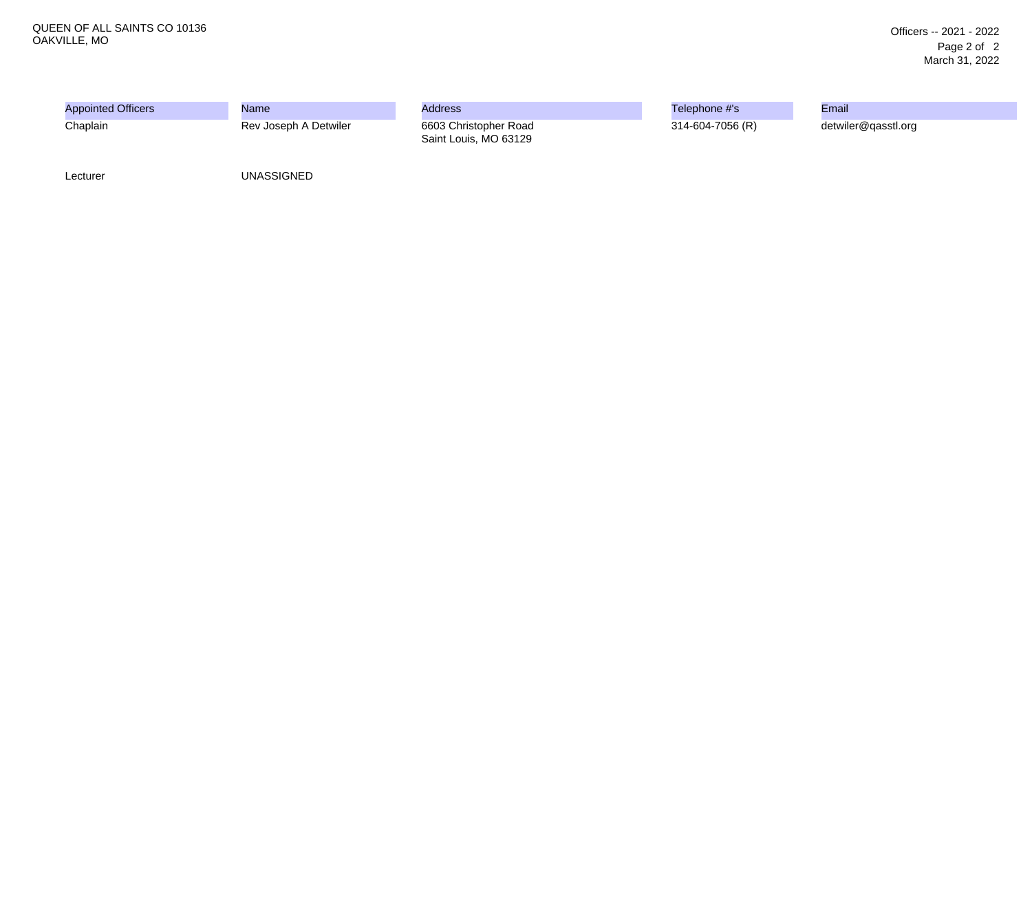| Appointed Officers | Name | Address | Telephone #'s | Email |
|---|---|---|---|---|
| Chaplain | Rev Joseph A Detwiler | 6603 Christopher Road<br>Saint Louis, MO 63129 | 314-604-7056 (R) | detwiler@qasstl.org |
| Lecturer | UNASSIGNED | | | |